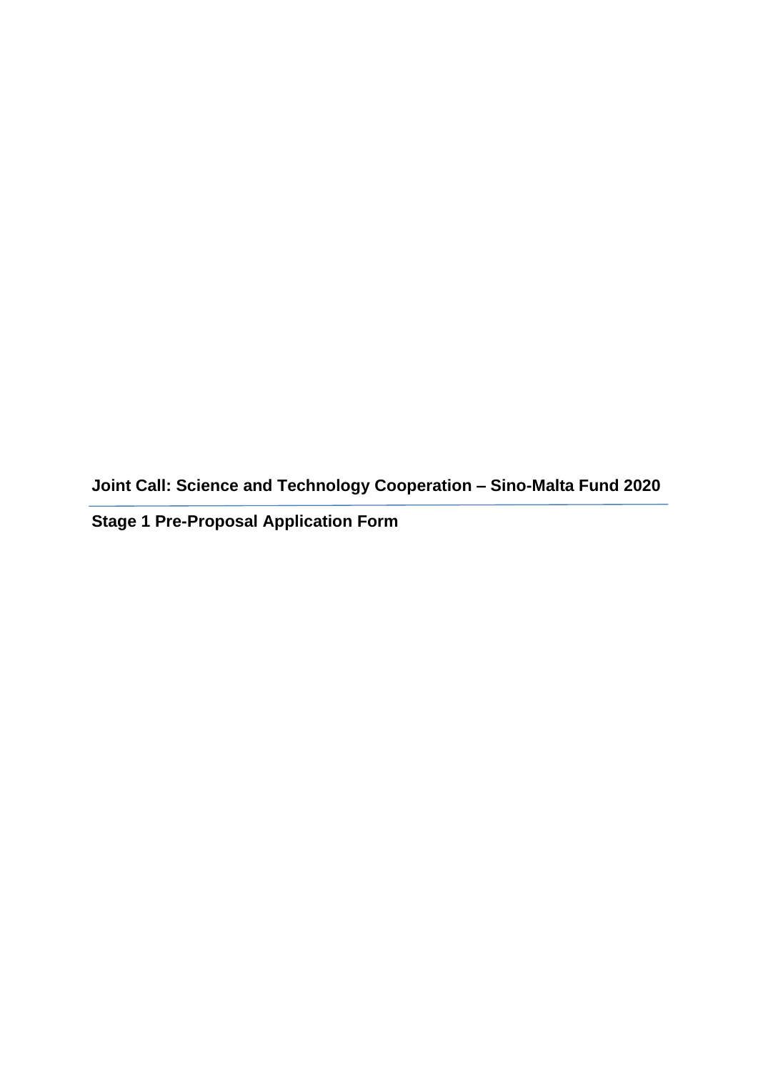# Joint Call: Science and Technology Cooperation – Sino-Malta Fund 2020

## Stage 1 Pre-Proposal Application Form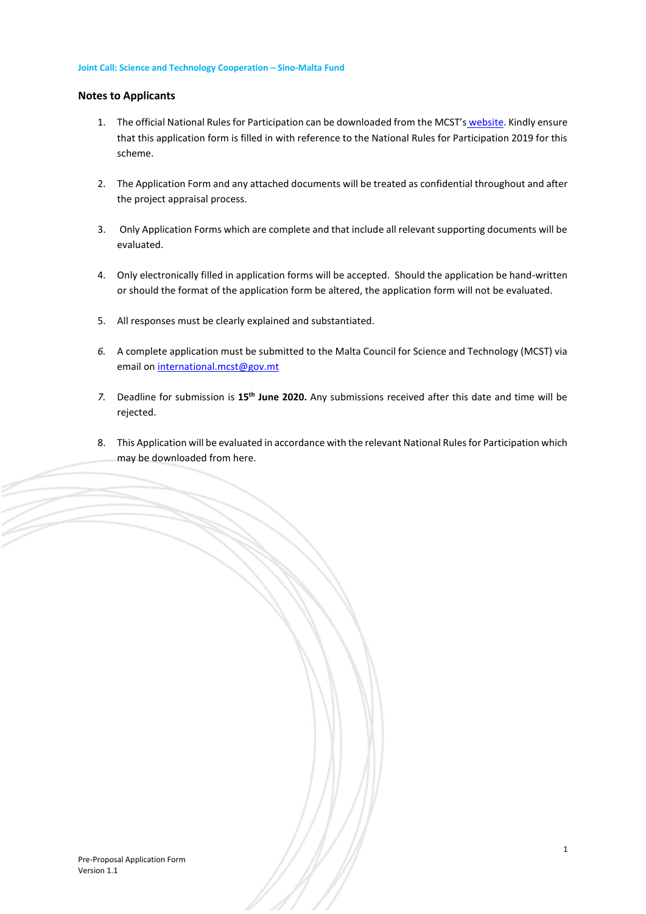Joint Call: Science and Technology Cooperation – Sino-Malta Fund

## Notes to Applicants

1. The official National Rules for Participation can be downloaded from the MCST's website. Kindly ensure that this application form is filled in with reference to the National Rules for Participation 2019 for this scheme.

2. The Application Form and any attached documents will be treated as confidential throughout and after the project appraisal process.

3. Only Application Forms which are complete and that include all relevant supporting documents will be evaluated.

4. Only electronically filled in application forms will be accepted. Should the application be hand-written or should the format of the application form be altered, the application form will not be evaluated.

5. All responses must be clearly explained and substantiated.

6. A complete application must be submitted to the Malta Council for Science and Technology (MCST) via email on international.mcst@gov.mt

7. Deadline for submission is **15th June 2020.** Any submissions received after this date and time will be rejected.

8. This Application will be evaluated in accordance with the relevant National Rules for Participation which may be downloaded from here.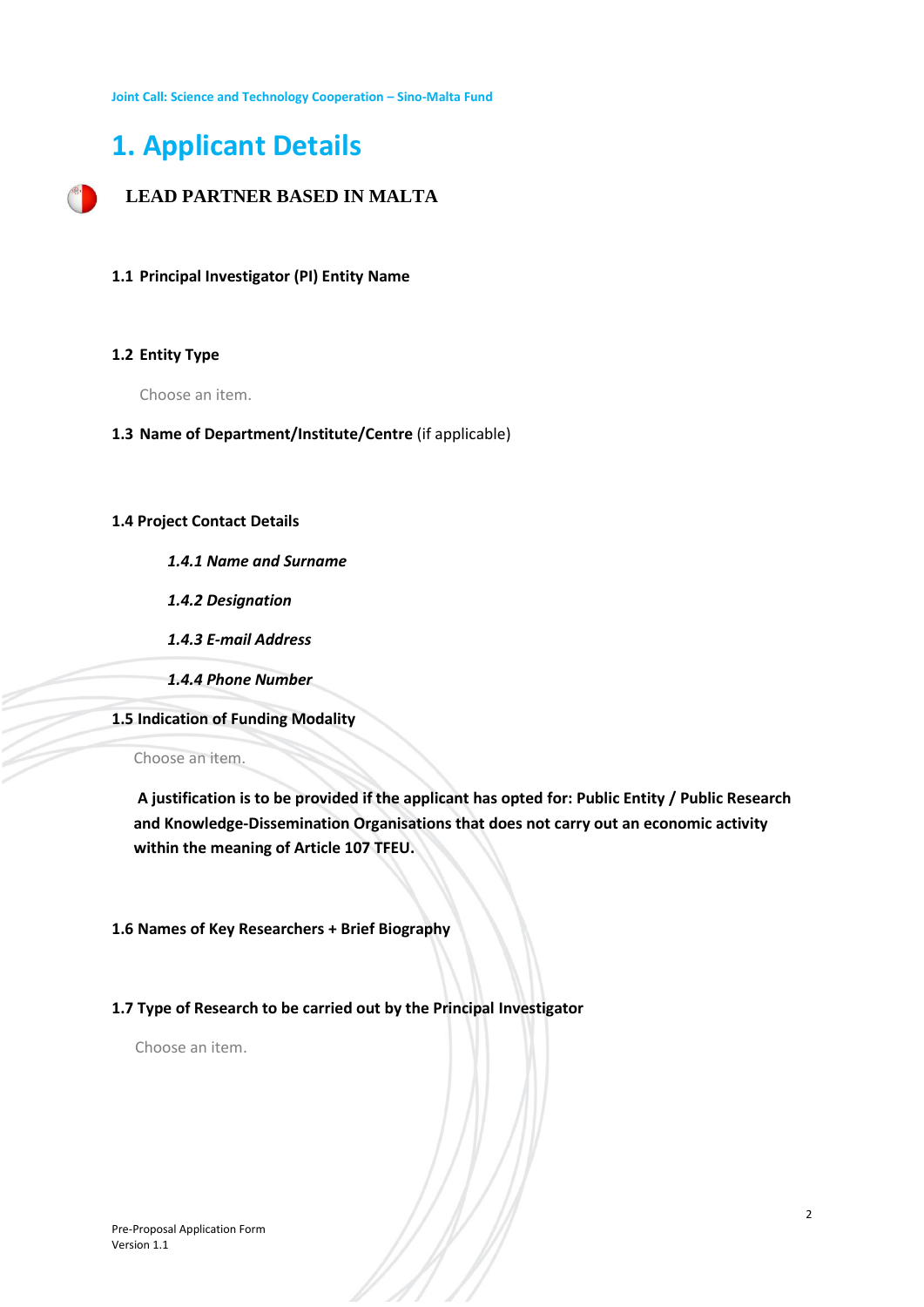# 1. Applicant Details

**LEAD PARTNER BASED IN MALTA**

**1.1 Principal Investigator (PI) Entity Name**

**1.2 Entity Type**

Choose an item.

**1.3 Name of Department/Institute/Centre** (if applicable)

**1.4 Project Contact Details**

***1.4.1 Name and Surname***

***1.4.2 Designation***

***1.4.3 E-mail Address***

***1.4.4 Phone Number***

**1.5 Indication of Funding Modality**

Choose an item.

**A justification is to be provided if the applicant has opted for: Public Entity / Public Research and Knowledge-Dissemination Organisations that does not carry out an economic activity within the meaning of Article 107 TFEU.**

**1.6 Names of Key Researchers + Brief Biography**

**1.7 Type of Research to be carried out by the Principal Investigator**

Choose an item.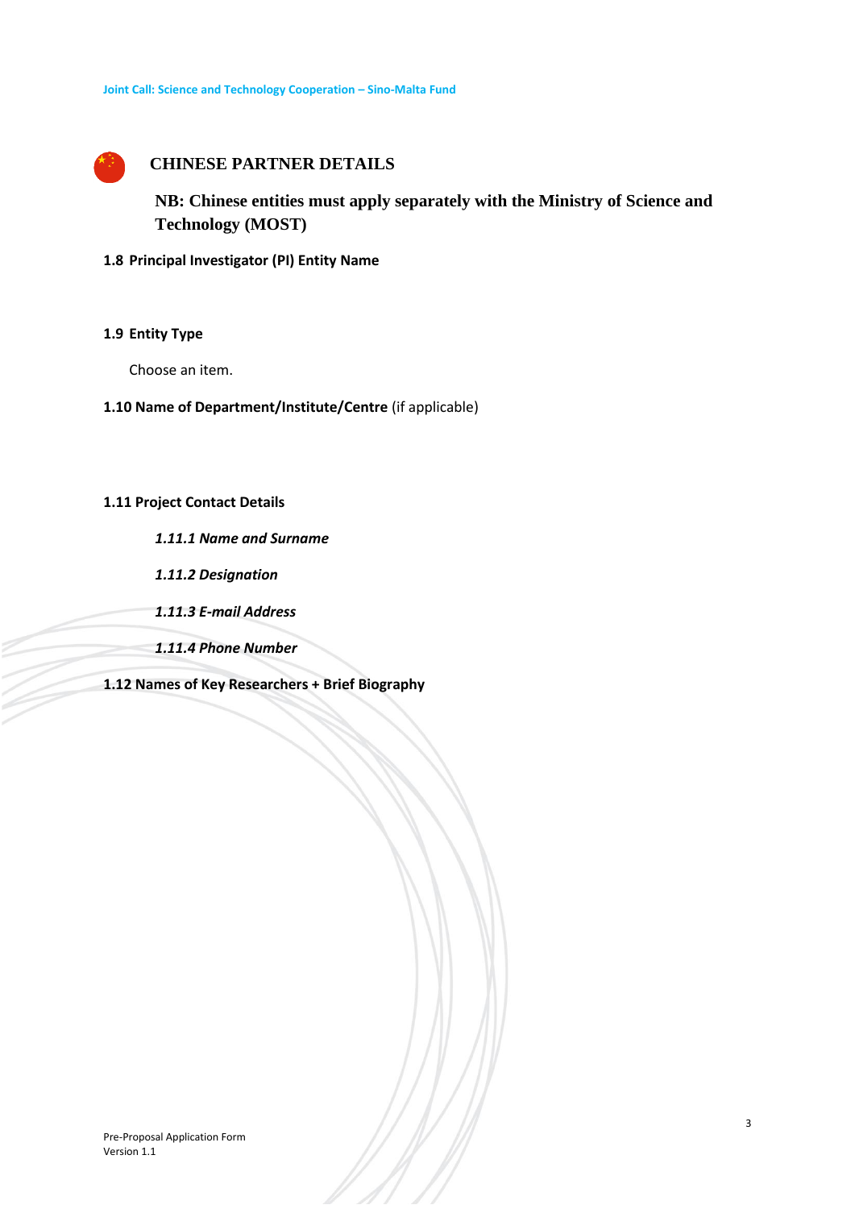## CHINESE PARTNER DETAILS

**NB: Chinese entities must apply separately with the Ministry of Science and Technology (MOST)**

**1.8 Principal Investigator (PI) Entity Name**

**1.9 Entity Type**

Choose an item.

**1.10 Name of Department/Institute/Centre** (if applicable)

**1.11 Project Contact Details**

***1.11.1 Name and Surname***

***1.11.2 Designation***

***1.11.3 E-mail Address***

***1.11.4 Phone Number***

**1.12 Names of Key Researchers + Brief Biography**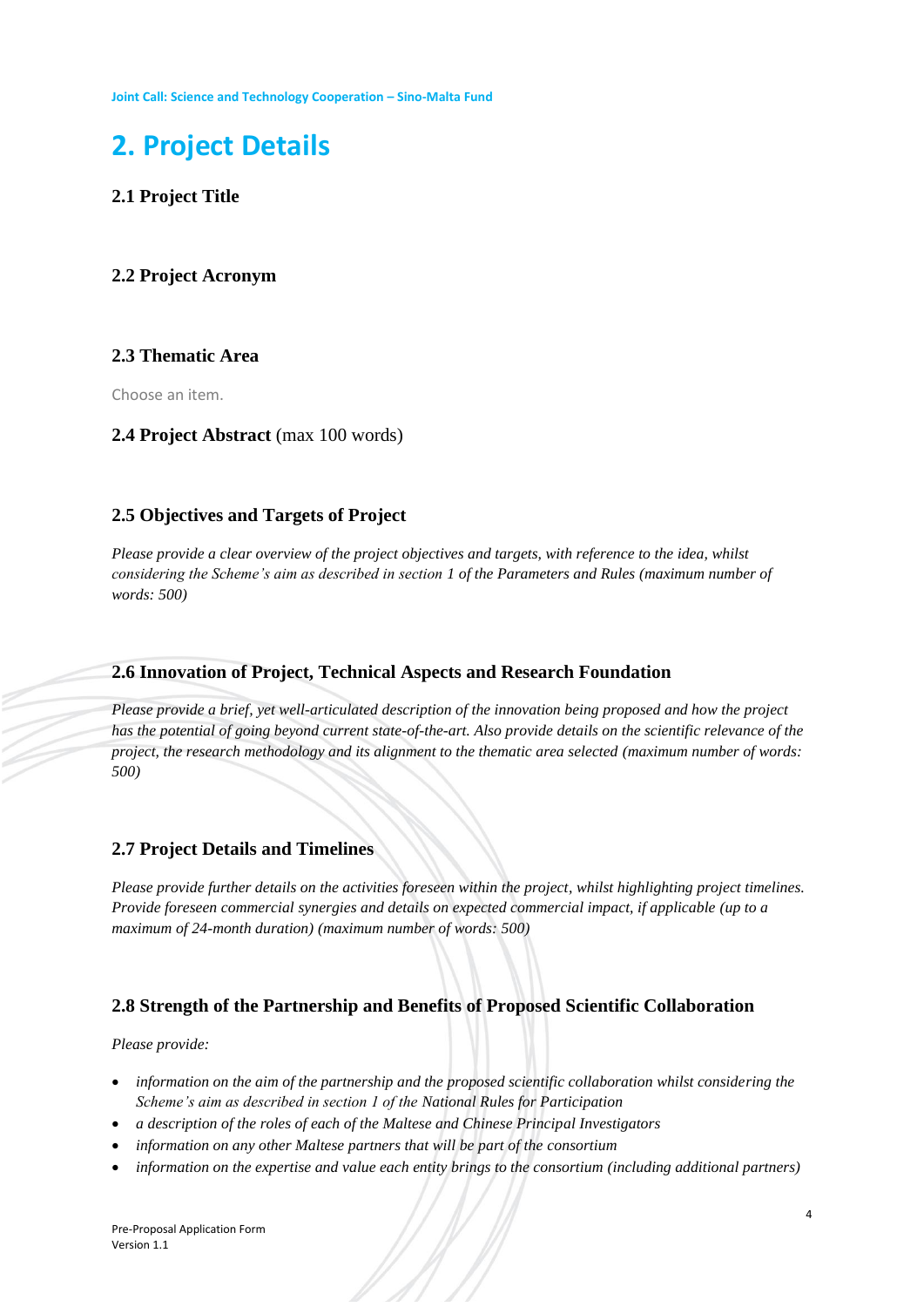# 2. Project Details

### 2.1 Project Title

### 2.2 Project Acronym

### 2.3 Thematic Area

Choose an item.

### 2.4 Project Abstract (max 100 words)

### 2.5 Objectives and Targets of Project

*Please provide a clear overview of the project objectives and targets, with reference to the idea, whilst considering the Scheme's aim as described in section 1 of the Parameters and Rules (maximum number of words: 500)*

### 2.6 Innovation of Project, Technical Aspects and Research Foundation

*Please provide a brief, yet well-articulated description of the innovation being proposed and how the project has the potential of going beyond current state-of-the-art. Also provide details on the scientific relevance of the project, the research methodology and its alignment to the thematic area selected (maximum number of words: 500)*

### 2.7 Project Details and Timelines

*Please provide further details on the activities foreseen within the project, whilst highlighting project timelines. Provide foreseen commercial synergies and details on expected commercial impact, if applicable (up to a maximum of 24-month duration) (maximum number of words: 500)*

### 2.8 Strength of the Partnership and Benefits of Proposed Scientific Collaboration

*Please provide:*

- *information on the aim of the partnership and the proposed scientific collaboration whilst considering the Scheme's aim as described in section 1 of the National Rules for Participation*
- *a description of the roles of each of the Maltese and Chinese Principal Investigators*
- *information on any other Maltese partners that will be part of the consortium*
- *information on the expertise and value each entity brings to the consortium (including additional partners)*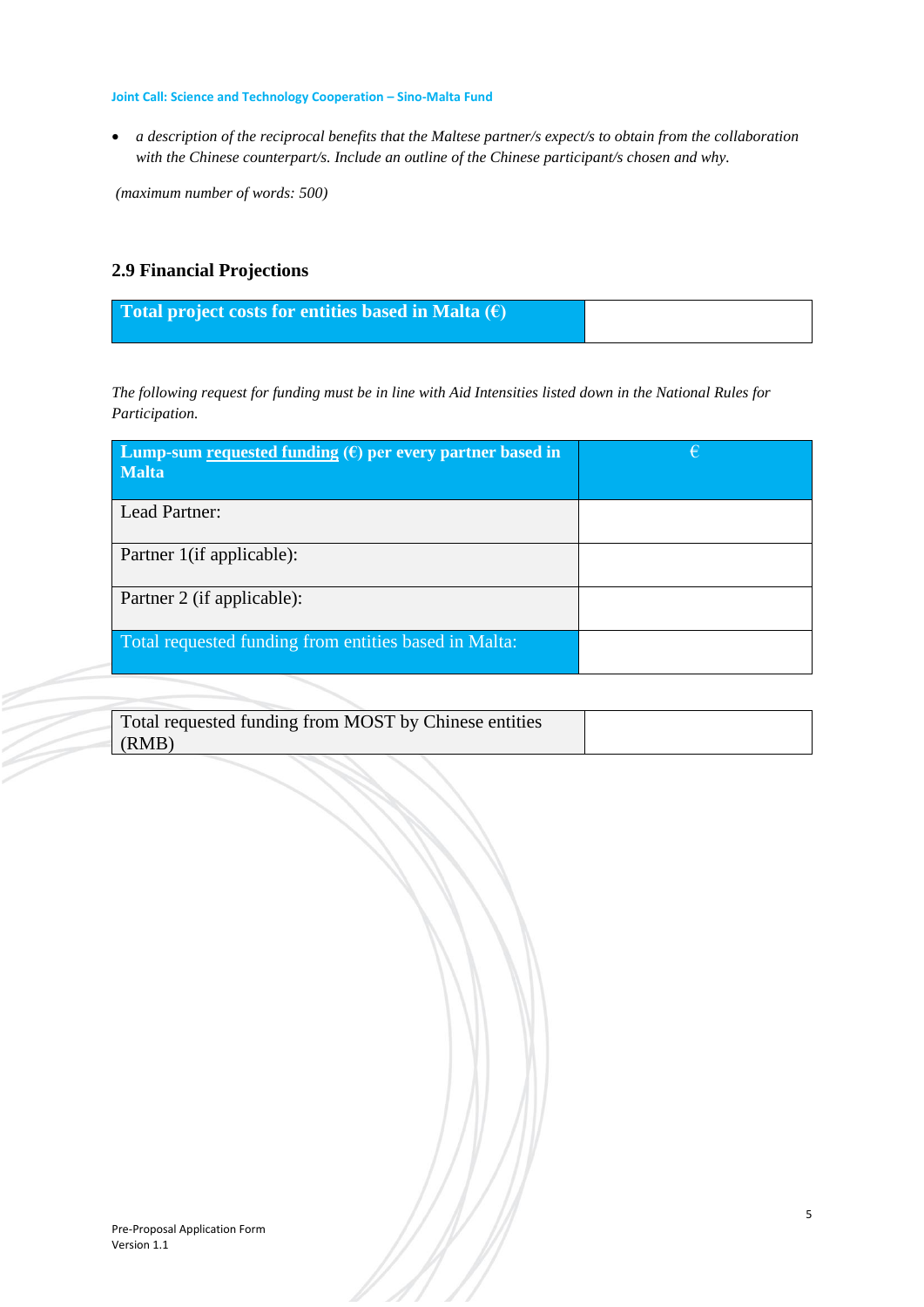- *a description of the reciprocal benefits that the Maltese partner/s expect/s to obtain from the collaboration with the Chinese counterpart/s. Include an outline of the Chinese participant/s chosen and why.*

*(maximum number of words: 500)*

### 2.9 Financial Projections

| | |
|---|---|
| **Total project costs for entities based in Malta (€)** | |

*The following request for funding must be in line with Aid Intensities listed down in the National Rules for Participation.*

| **Lump-sum requested funding (€) per every partner based in Malta** | € |
|---|---|
| Lead Partner: | |
| Partner 1(if applicable): | |
| Partner 2 (if applicable): | |
| Total requested funding from entities based in Malta: | |

| | |
|---|---|
| Total requested funding from MOST by Chinese entities (RMB) | |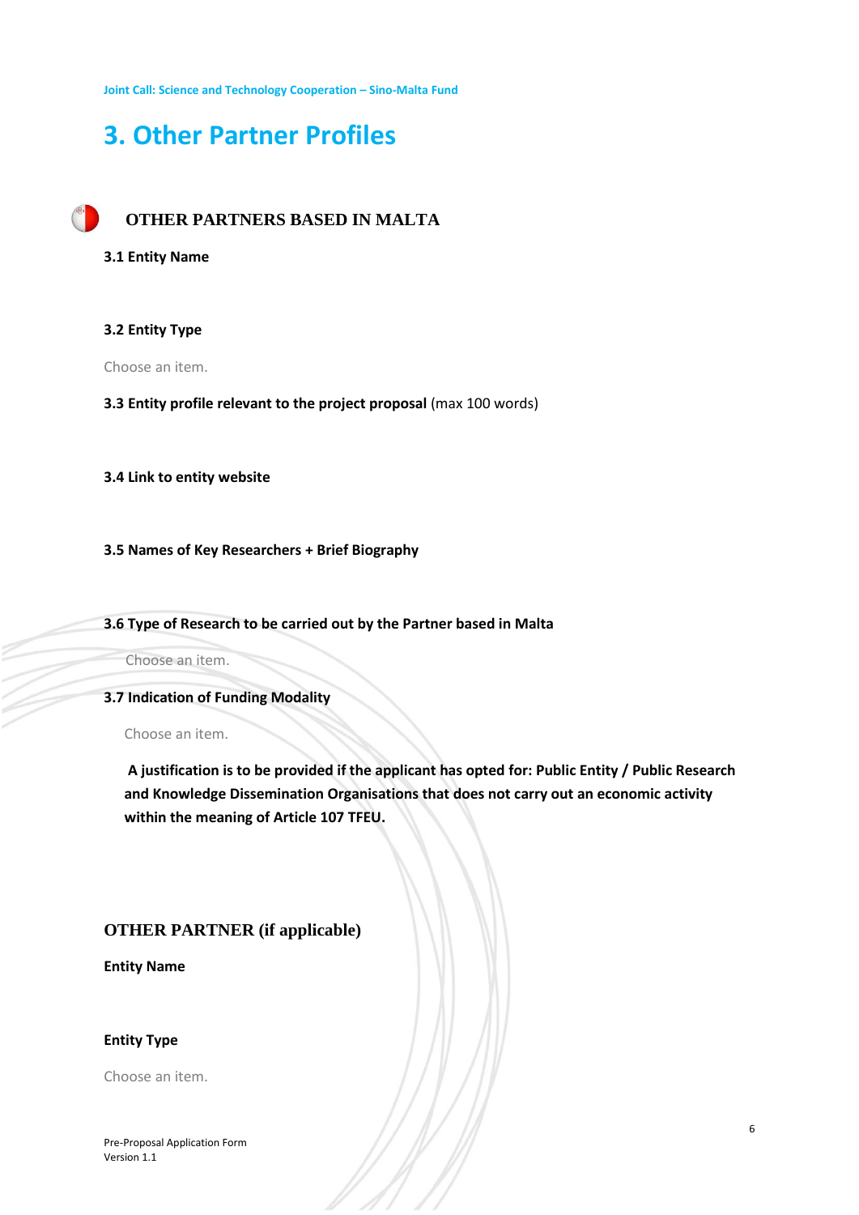# 3. Other Partner Profiles

## OTHER PARTNERS BASED IN MALTA

**3.1 Entity Name**

**3.2 Entity Type**

Choose an item.

**3.3 Entity profile relevant to the project proposal** (max 100 words)

**3.4 Link to entity website**

**3.5 Names of Key Researchers + Brief Biography**

**3.6 Type of Research to be carried out by the Partner based in Malta**

Choose an item.

**3.7 Indication of Funding Modality**

Choose an item.

**A justification is to be provided if the applicant has opted for: Public Entity / Public Research and Knowledge Dissemination Organisations that does not carry out an economic activity within the meaning of Article 107 TFEU.**

## OTHER PARTNER (if applicable)

**Entity Name**

**Entity Type**

Choose an item.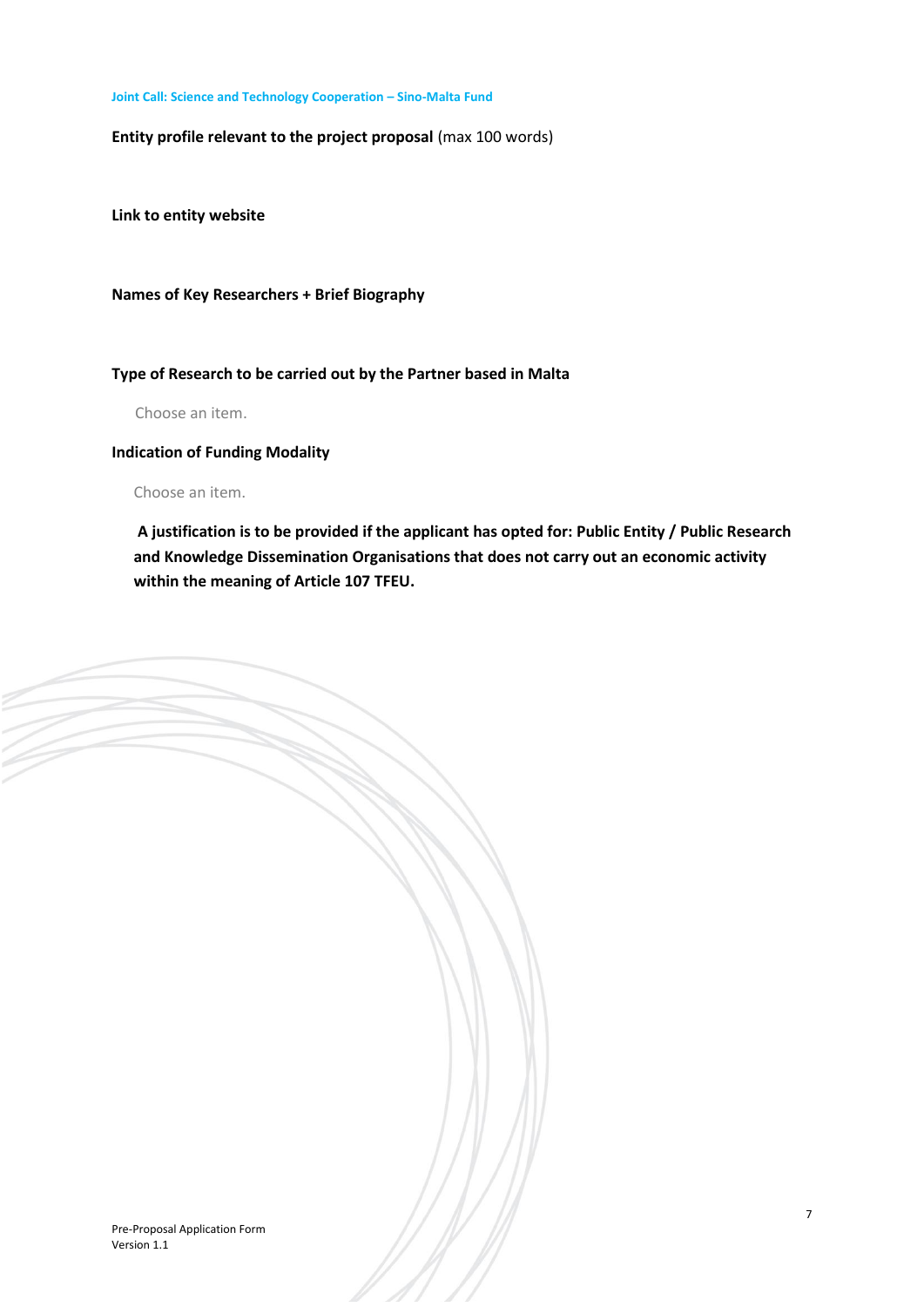**Entity profile relevant to the project proposal** (max 100 words)

**Link to entity website**

**Names of Key Researchers + Brief Biography**

**Type of Research to be carried out by the Partner based in Malta**

Choose an item.

**Indication of Funding Modality**

Choose an item.

**A justification is to be provided if the applicant has opted for: Public Entity / Public Research and Knowledge Dissemination Organisations that does not carry out an economic activity within the meaning of Article 107 TFEU.**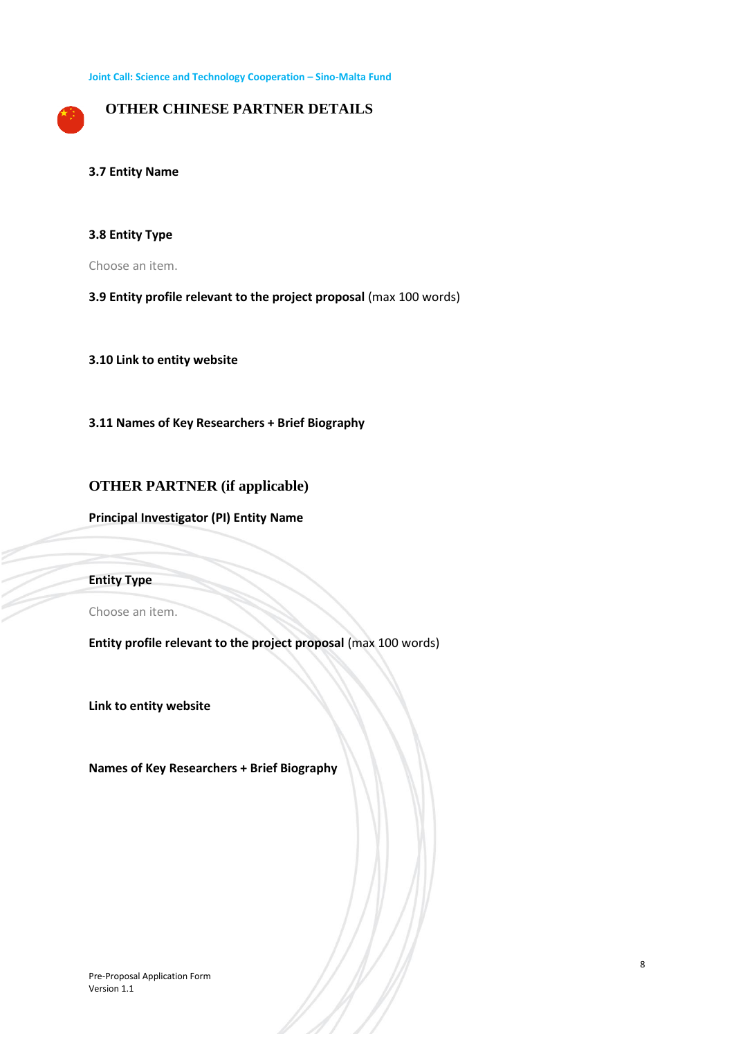## OTHER CHINESE PARTNER DETAILS

**3.7 Entity Name**

**3.8 Entity Type**

Choose an item.

**3.9 Entity profile relevant to the project proposal** (max 100 words)

**3.10 Link to entity website**

**3.11 Names of Key Researchers + Brief Biography**

## OTHER PARTNER (if applicable)

**Principal Investigator (PI) Entity Name**

**Entity Type**

Choose an item.

**Entity profile relevant to the project proposal** (max 100 words)

**Link to entity website**

**Names of Key Researchers + Brief Biography**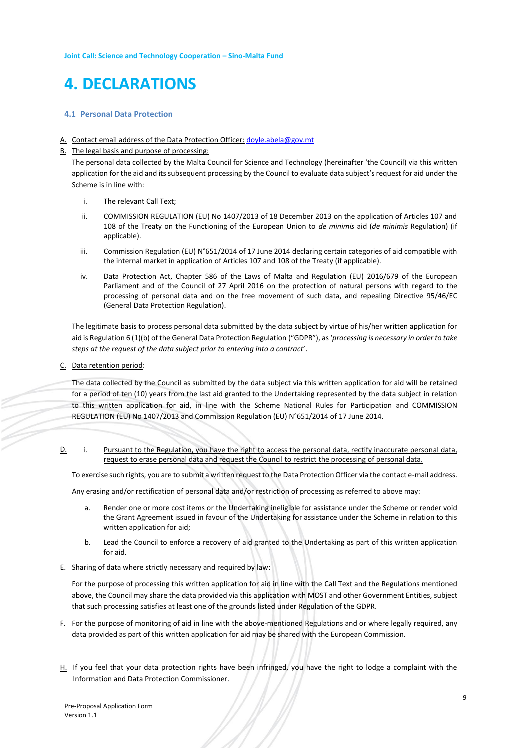# 4. DECLARATIONS

## 4.1 Personal Data Protection

A. Contact email address of the Data Protection Officer: doyle.abela@gov.mt

B. The legal basis and purpose of processing:

The personal data collected by the Malta Council for Science and Technology (hereinafter 'the Council) via this written application for the aid and its subsequent processing by the Council to evaluate data subject's request for aid under the Scheme is in line with:

i. The relevant Call Text;

ii. COMMISSION REGULATION (EU) No 1407/2013 of 18 December 2013 on the application of Articles 107 and 108 of the Treaty on the Functioning of the European Union to *de minimis* aid (*de minimis* Regulation) (if applicable).

iii. Commission Regulation (EU) N°651/2014 of 17 June 2014 declaring certain categories of aid compatible with the internal market in application of Articles 107 and 108 of the Treaty (if applicable).

iv. Data Protection Act, Chapter 586 of the Laws of Malta and Regulation (EU) 2016/679 of the European Parliament and of the Council of 27 April 2016 on the protection of natural persons with regard to the processing of personal data and on the free movement of such data, and repealing Directive 95/46/EC (General Data Protection Regulation).

The legitimate basis to process personal data submitted by the data subject by virtue of his/her written application for aid is Regulation 6 (1)(b) of the General Data Protection Regulation ("GDPR"), as '*processing is necessary in order to take steps at the request of the data subject prior to entering into a contract*'.

C. Data retention period:

The data collected by the Council as submitted by the data subject via this written application for aid will be retained for a period of ten (10) years from the last aid granted to the Undertaking represented by the data subject in relation to this written application for aid, in line with the Scheme National Rules for Participation and COMMISSION REGULATION (EU) No 1407/2013 and Commission Regulation (EU) N°651/2014 of 17 June 2014.

D. i. Pursuant to the Regulation, you have the right to access the personal data, rectify inaccurate personal data, request to erase personal data and request the Council to restrict the processing of personal data.

To exercise such rights, you are to submit a written request to the Data Protection Officer via the contact e-mail address.

Any erasing and/or rectification of personal data and/or restriction of processing as referred to above may:

a. Render one or more cost items or the Undertaking ineligible for assistance under the Scheme or render void the Grant Agreement issued in favour of the Undertaking for assistance under the Scheme in relation to this written application for aid;

b. Lead the Council to enforce a recovery of aid granted to the Undertaking as part of this written application for aid.

E. Sharing of data where strictly necessary and required by law:

For the purpose of processing this written application for aid in line with the Call Text and the Regulations mentioned above, the Council may share the data provided via this application with MOST and other Government Entities, subject that such processing satisfies at least one of the grounds listed under Regulation of the GDPR.

F. For the purpose of monitoring of aid in line with the above-mentioned Regulations and or where legally required, any data provided as part of this written application for aid may be shared with the European Commission.

H. If you feel that your data protection rights have been infringed, you have the right to lodge a complaint with the Information and Data Protection Commissioner.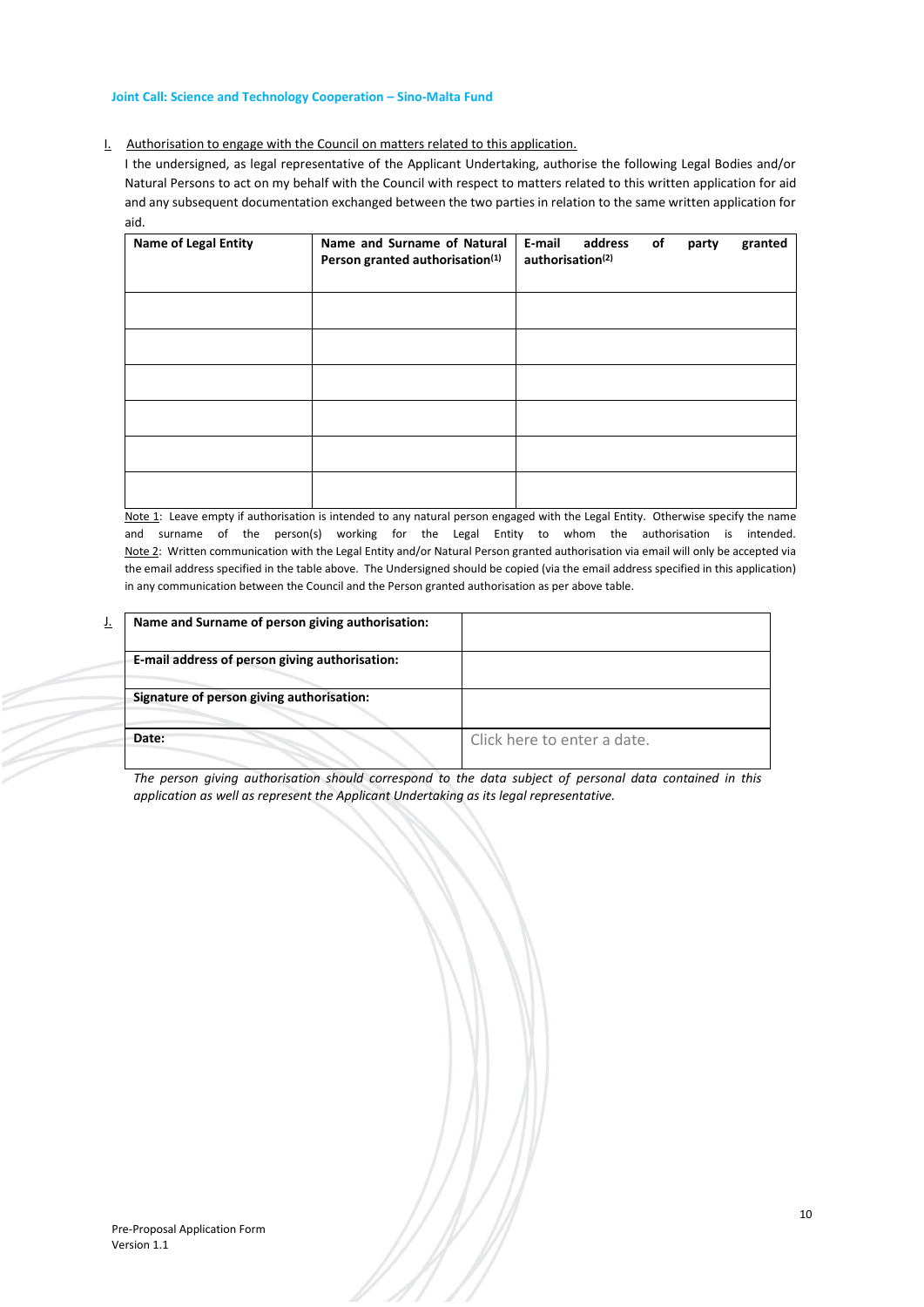**Joint Call: Science and Technology Cooperation – Sino-Malta Fund**

I. Authorisation to engage with the Council on matters related to this application.

I the undersigned, as legal representative of the Applicant Undertaking, authorise the following Legal Bodies and/or Natural Persons to act on my behalf with the Council with respect to matters related to this written application for aid and any subsequent documentation exchanged between the two parties in relation to the same written application for aid.

| Name of Legal Entity | Name and Surname of Natural Person granted authorisation(1) | E-mail address of party granted authorisation(2) |
|---|---|---|
| | | |
| | | |
| | | |
| | | |
| | | |
| | | |

Note 1: Leave empty if authorisation is intended to any natural person engaged with the Legal Entity. Otherwise specify the name and surname of the person(s) working for the Legal Entity to whom the authorisation is intended.
Note 2: Written communication with the Legal Entity and/or Natural Person granted authorisation via email will only be accepted via the email address specified in the table above. The Undersigned should be copied (via the email address specified in this application) in any communication between the Council and the Person granted authorisation as per above table.

J.

| | |
|---|---|
| **Name and Surname of person giving authorisation:** | |
| **E-mail address of person giving authorisation:** | |
| **Signature of person giving authorisation:** | |
| **Date:** | Click here to enter a date. |

*The person giving authorisation should correspond to the data subject of personal data contained in this application as well as represent the Applicant Undertaking as its legal representative.*

Pre-Proposal Application Form
Version 1.1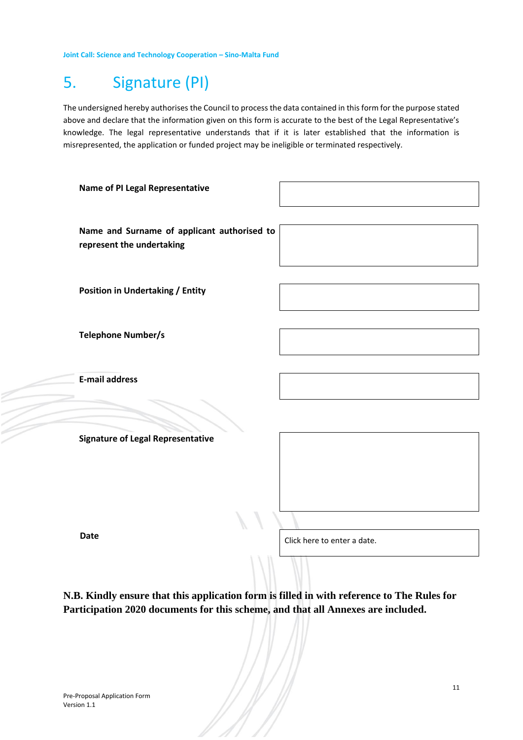# 5. Signature (PI)

The undersigned hereby authorises the Council to process the data contained in this form for the purpose stated above and declare that the information given on this form is accurate to the best of the Legal Representative's knowledge. The legal representative understands that if it is later established that the information is misrepresented, the application or funded project may be ineligible or terminated respectively.

| | |
|---|---|
| **Name of PI Legal Representative** | |
| **Name and Surname of applicant authorised to represent the undertaking** | |
| **Position in Undertaking / Entity** | |
| **Telephone Number/s** | |
| **E-mail address** | |
| **Signature of Legal Representative** | |
| **Date** | Click here to enter a date. |

**N.B. Kindly ensure that this application form is filled in with reference to The Rules for Participation 2020 documents for this scheme, and that all Annexes are included.**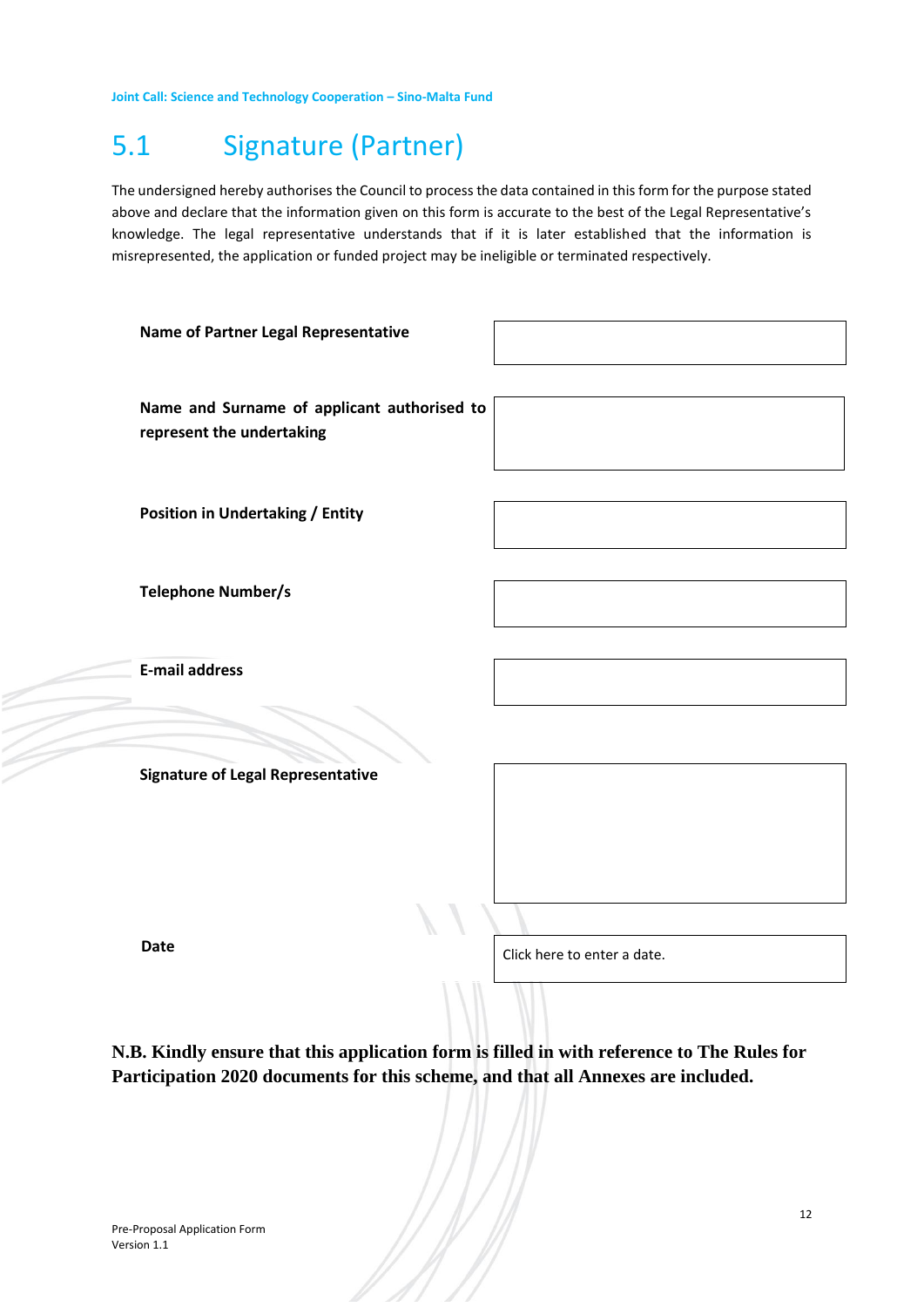## 5.1 Signature (Partner)

The undersigned hereby authorises the Council to process the data contained in this form for the purpose stated above and declare that the information given on this form is accurate to the best of the Legal Representative's knowledge. The legal representative understands that if it is later established that the information is misrepresented, the application or funded project may be ineligible or terminated respectively.

| | |
|---|---|
| **Name of Partner Legal Representative** | |
| **Name and Surname of applicant authorised to represent the undertaking** | |
| **Position in Undertaking / Entity** | |
| **Telephone Number/s** | |
| **E-mail address** | |
| **Signature of Legal Representative** | |
| **Date** | Click here to enter a date. |

**N.B. Kindly ensure that this application form is filled in with reference to The Rules for Participation 2020 documents for this scheme, and that all Annexes are included.**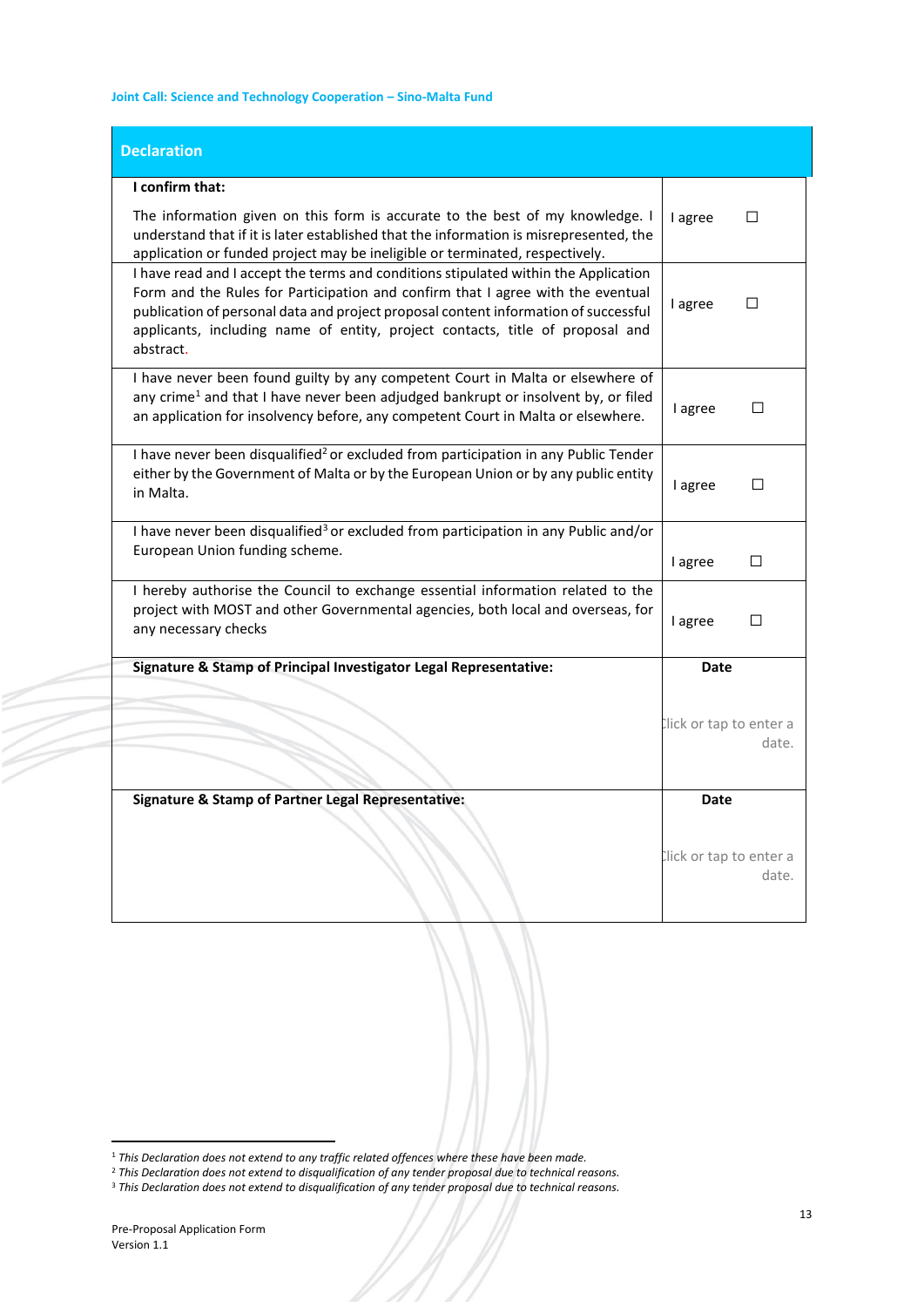## Declaration

| | |
|---|---|
| **I confirm that:**<br><br>The information given on this form is accurate to the best of my knowledge. I understand that if it is later established that the information is misrepresented, the application or funded project may be ineligible or terminated, respectively. | I agree ☐ |
| I have read and I accept the terms and conditions stipulated within the Application Form and the Rules for Participation and confirm that I agree with the eventual publication of personal data and project proposal content information of successful applicants, including name of entity, project contacts, title of proposal and abstract. | I agree ☐ |
| I have never been found guilty by any competent Court in Malta or elsewhere of any crime[1] and that I have never been adjudged bankrupt or insolvent by, or filed an application for insolvency before, any competent Court in Malta or elsewhere. | I agree ☐ |
| I have never been disqualified[2] or excluded from participation in any Public Tender either by the Government of Malta or by the European Union or by any public entity in Malta. | I agree ☐ |
| I have never been disqualified[3] or excluded from participation in any Public and/or European Union funding scheme. | I agree ☐ |
| I hereby authorise the Council to exchange essential information related to the project with MOST and other Governmental agencies, both local and overseas, for any necessary checks | I agree ☐ |
| **Signature & Stamp of Principal Investigator Legal Representative:** | **Date**<br><br>Click or tap to enter a date. |
| **Signature & Stamp of Partner Legal Representative:** | **Date**<br><br>Click or tap to enter a date. |

[1] *This Declaration does not extend to any traffic related offences where these have been made.*

[2] *This Declaration does not extend to disqualification of any tender proposal due to technical reasons.*

[3] *This Declaration does not extend to disqualification of any tender proposal due to technical reasons.*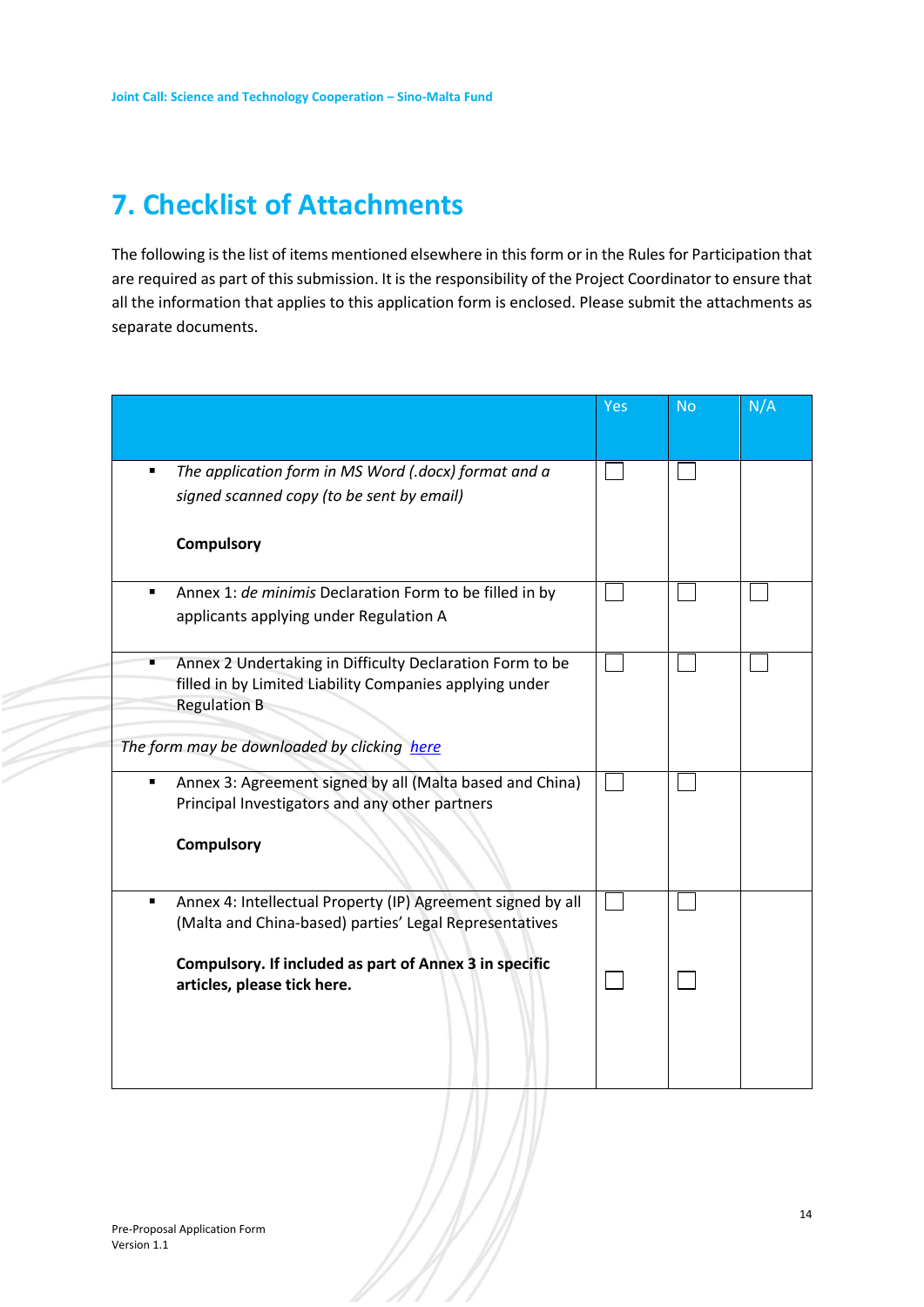# 7. Checklist of Attachments

The following is the list of items mentioned elsewhere in this form or in the Rules for Participation that are required as part of this submission. It is the responsibility of the Project Coordinator to ensure that all the information that applies to this application form is enclosed. Please submit the attachments as separate documents.

| | Yes | No | N/A |
|---|---|---|---|
| ▪ *The application form in MS Word (.docx) format and a signed scanned copy (to be sent by email)*<br><br>**Compulsory** | ☐ | ☐ | |
| ▪ Annex 1: *de minimis* Declaration Form to be filled in by applicants applying under Regulation A | ☐ | ☐ | ☐ |
| ▪ Annex 2 Undertaking in Difficulty Declaration Form to be filled in by Limited Liability Companies applying under Regulation B<br><br>*The form may be downloaded by clicking [here]* | ☐ | ☐ | ☐ |
| ▪ Annex 3: Agreement signed by all (Malta based and China) Principal Investigators and any other partners<br><br>**Compulsory** | ☐ | ☐ | |
| ▪ Annex 4: Intellectual Property (IP) Agreement signed by all (Malta and China-based) parties' Legal Representatives<br><br>**Compulsory. If included as part of Annex 3 in specific articles, please tick here.** | ☐<br><br>☐ | ☐<br><br>☐ | |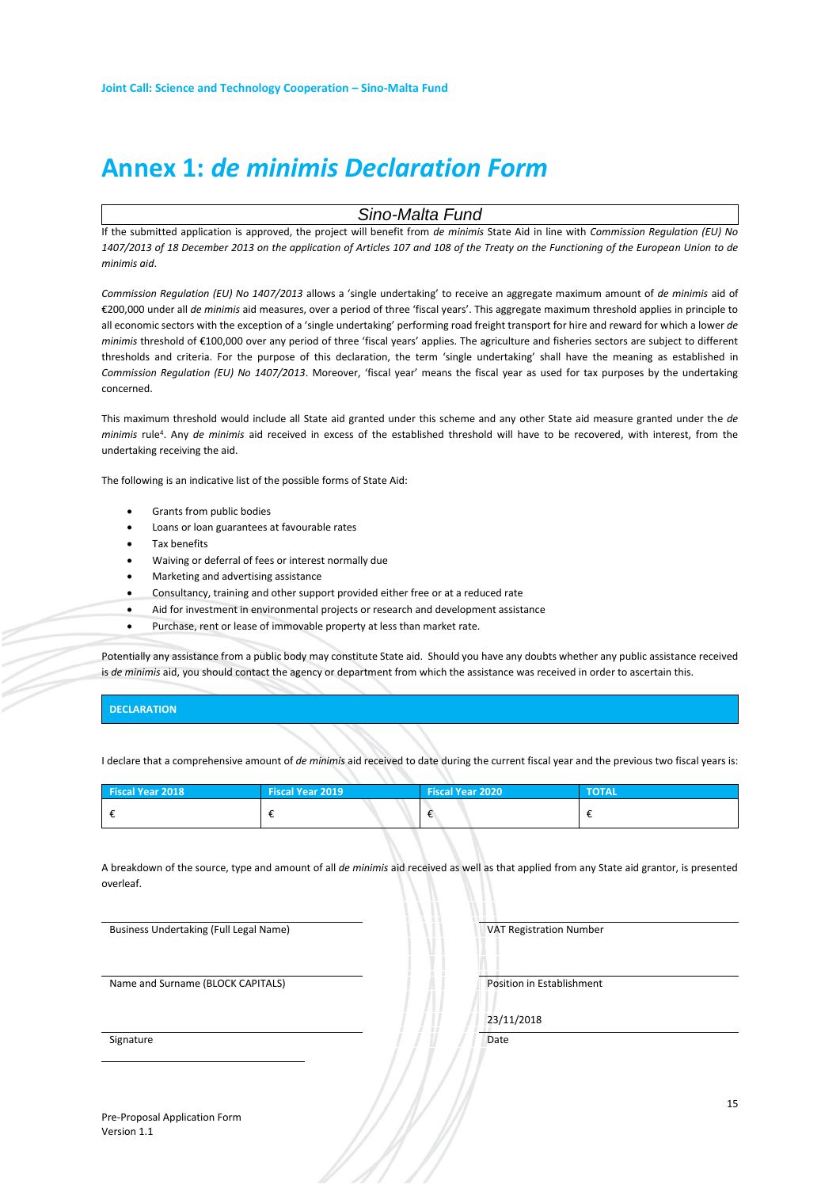# Annex 1: *de minimis Declaration Form*

| *Sino-Malta Fund* |
|---|

If the submitted application is approved, the project will benefit from *de minimis* State Aid in line with *Commission Regulation (EU) No 1407/2013 of 18 December 2013 on the application of Articles 107 and 108 of the Treaty on the Functioning of the European Union to de minimis aid*.

*Commission Regulation (EU) No 1407/2013* allows a 'single undertaking' to receive an aggregate maximum amount of *de minimis* aid of €200,000 under all *de minimis* aid measures, over a period of three 'fiscal years'. This aggregate maximum threshold applies in principle to all economic sectors with the exception of a 'single undertaking' performing road freight transport for hire and reward for which a lower *de minimis* threshold of €100,000 over any period of three 'fiscal years' applies. The agriculture and fisheries sectors are subject to different thresholds and criteria. For the purpose of this declaration, the term 'single undertaking' shall have the meaning as established in *Commission Regulation (EU) No 1407/2013*. Moreover, 'fiscal year' means the fiscal year as used for tax purposes by the undertaking concerned.

This maximum threshold would include all State aid granted under this scheme and any other State aid measure granted under the *de minimis* rule[4]. Any *de minimis* aid received in excess of the established threshold will have to be recovered, with interest, from the undertaking receiving the aid.

The following is an indicative list of the possible forms of State Aid:

- Grants from public bodies
- Loans or loan guarantees at favourable rates
- Tax benefits
- Waiving or deferral of fees or interest normally due
- Marketing and advertising assistance
- Consultancy, training and other support provided either free or at a reduced rate
- Aid for investment in environmental projects or research and development assistance
- Purchase, rent or lease of immovable property at less than market rate.

Potentially any assistance from a public body may constitute State aid. Should you have any doubts whether any public assistance received is *de minimis* aid, you should contact the agency or department from which the assistance was received in order to ascertain this.

**DECLARATION**

I declare that a comprehensive amount of *de minimis* aid received to date during the current fiscal year and the previous two fiscal years is:

| Fiscal Year 2018 | Fiscal Year 2019 | Fiscal Year 2020 | TOTAL |
|---|---|---|---|
| € | € | € | € |

A breakdown of the source, type and amount of all *de minimis* aid received as well as that applied from any State aid grantor, is presented overleaf.

Business Undertaking (Full Legal Name)

VAT Registration Number

Name and Surname (BLOCK CAPITALS)

Position in Establishment

Signature

23/11/2018

Date

Pre-Proposal Application Form
Version 1.1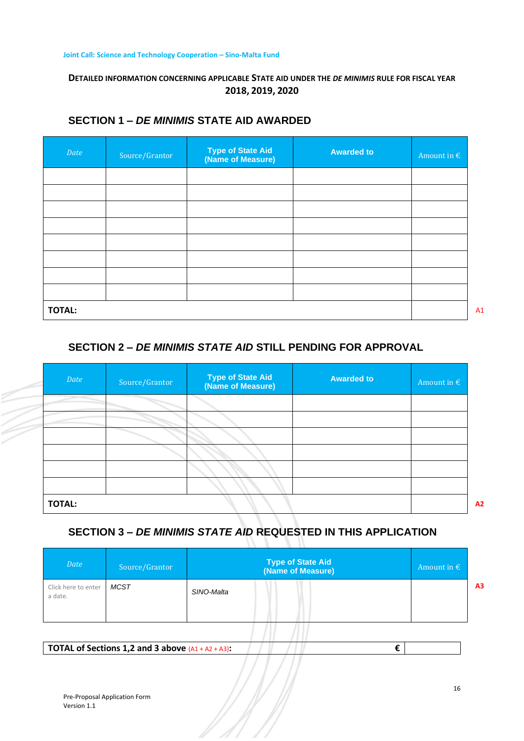Joint Call: Science and Technology Cooperation – Sino-Malta Fund

**DETAILED INFORMATION CONCERNING APPLICABLE STATE AID UNDER THE *DE MINIMIS* RULE FOR FISCAL YEAR 2018, 2019, 2020**

## SECTION 1 – *DE MINIMIS* STATE AID AWARDED

| *Date* | Source/Grantor | Type of State Aid (Name of Measure) | Awarded to | Amount in € |
|---|---|---|---|---|
| | | | | |
| | | | | |
| | | | | |
| | | | | |
| | | | | |
| | | | | |
| | | | | |
| | | | | |
| **TOTAL:** | | | | |

A1

## SECTION 2 – *DE MINIMIS STATE AID* STILL PENDING FOR APPROVAL

| *Date* | Source/Grantor | Type of State Aid (Name of Measure) | Awarded to | Amount in € |
|---|---|---|---|---|
| | | | | |
| | | | | |
| | | | | |
| | | | | |
| | | | | |
| | | | | |
| **TOTAL:** | | | | |

**A2**

## SECTION 3 – *DE MINIMIS STATE AID* REQUESTED IN THIS APPLICATION

| *Date* | Source/Grantor | Type of State Aid (Name of Measure) | Amount in € |
|---|---|---|---|
| Click here to enter a date. | *MCST* | *SINO-Malta* | |

**A3**

| **TOTAL of Sections 1,2 and 3 above** (A1 + A2 + A3)**:** | **€** | |
|---|---|---|

Pre-Proposal Application Form
Version 1.1